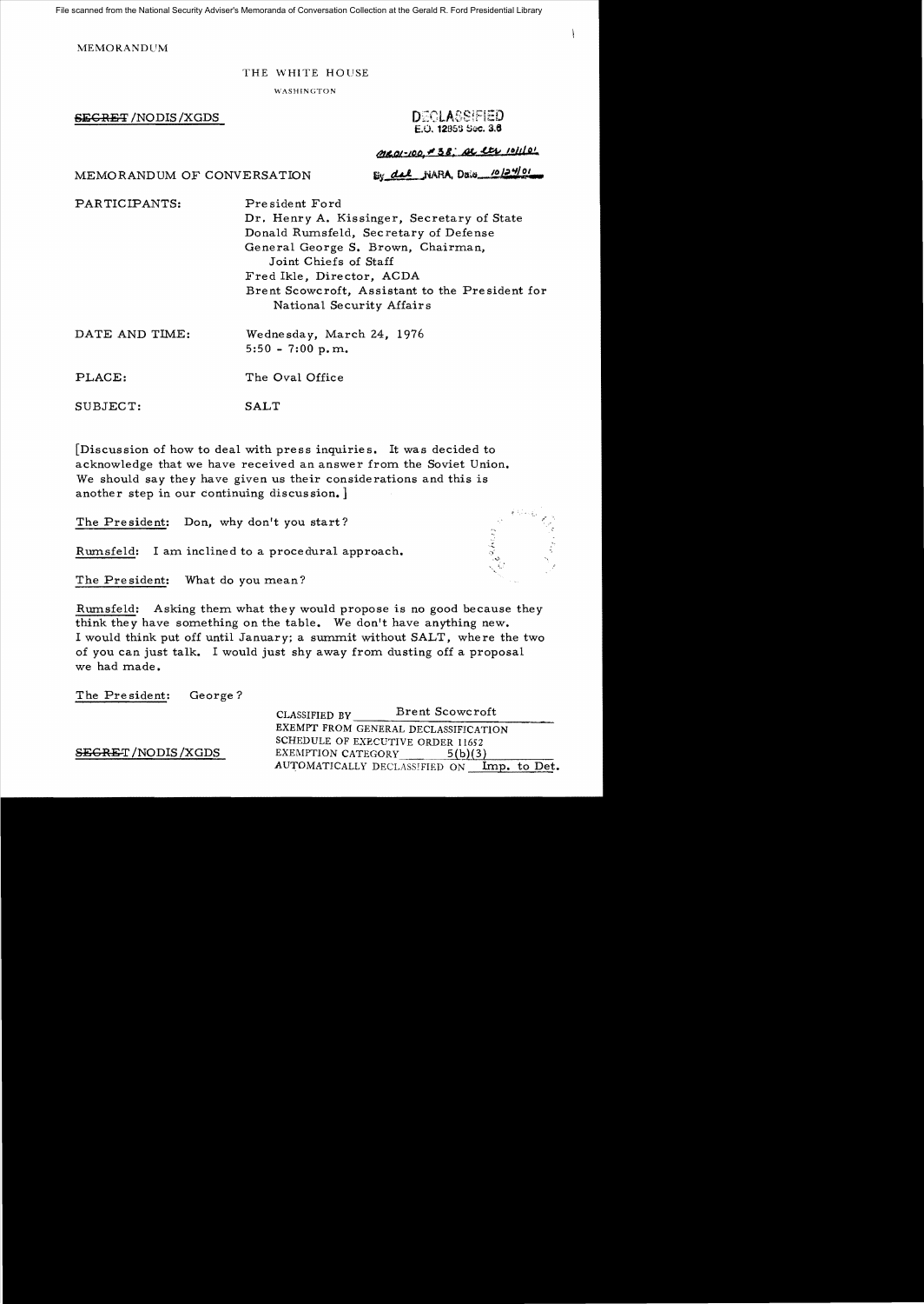File scanned from the National Security Adviser's Memoranda of Conversation Collection at the Gerald R. Ford Presidential Library

MEMORANDUM

THE WHITE HOUSE

WASHINGTON

~~SECRET~~ /NODIS/XGDS

DECLASSIFIED
E.O. 12958 Sec. 3.6

MR01-100, #38; St ltr 10/1/01

By dal NARA, Date 10/24/01

MEMORANDUM OF CONVERSATION

PARTICIPANTS: President Ford
Dr. Henry A. Kissinger, Secretary of State
Donald Rumsfeld, Secretary of Defense
General George S. Brown, Chairman, Joint Chiefs of Staff
Fred Ikle, Director, ACDA
Brent Scowcroft, Assistant to the President for National Security Affairs

DATE AND TIME: Wednesday, March 24, 1976
5:50 - 7:00 p.m.

PLACE: The Oval Office

SUBJECT: SALT

[Discussion of how to deal with press inquiries. It was decided to acknowledge that we have received an answer from the Soviet Union. We should say they have given us their considerations and this is another step in our continuing discussion.]

The President: Don, why don't you start?

Rumsfeld: I am inclined to a procedural approach.

The President: What do you mean?

Rumsfeld: Asking them what they would propose is no good because they think they have something on the table. We don't have anything new. I would think put off until January; a summit without SALT, where the two of you can just talk. I would just shy away from dusting off a proposal we had made.

The President: George?

~~SECRET~~/NODIS/XGDS

CLASSIFIED BY Brent Scowcroft
EXEMPT FROM GENERAL DECLASSIFICATION SCHEDULE OF EXECUTIVE ORDER 11652
EXEMPTION CATEGORY 5(b)(3)
AUTOMATICALLY DECLASSIFIED ON Imp. to Det.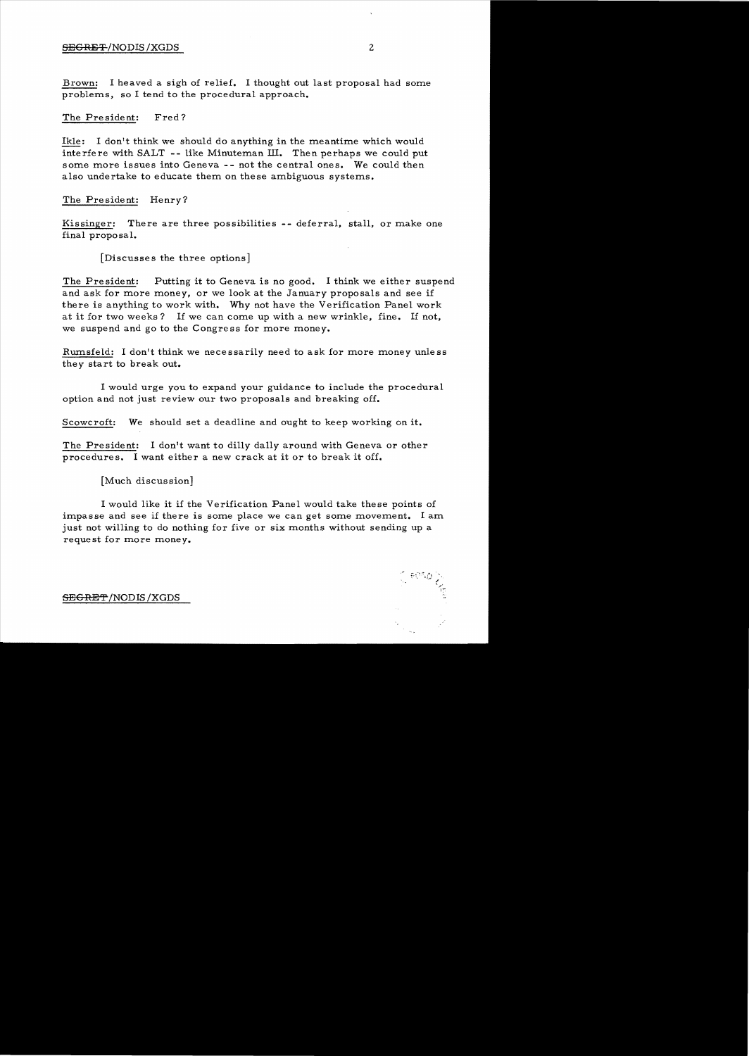Brown: I heaved a sigh of relief. I thought out last proposal had some problems, so I tend to the procedural approach.

The President: Fred?

Ikle: I don't think we should do anything in the meantime which would interfere with SALT -- like Minuteman III. Then perhaps we could put some more issues into Geneva -- not the central ones. We could then also undertake to educate them on these ambiguous systems.

The President: Henry?

Kissinger: There are three possibilities -- deferral, stall, or make one final proposal.

[Discusses the three options]

The President: Putting it to Geneva is no good. I think we either suspend and ask for more money, or we look at the January proposals and see if there is anything to work with. Why not have the Verification Panel work at it for two weeks? If we can come up with a new wrinkle, fine. If not, we suspend and go to the Congress for more money.

Rumsfeld: I don't think we necessarily need to ask for more money unless they start to break out.

I would urge you to expand your guidance to include the procedural option and not just review our two proposals and breaking off.

Scowcroft: We should set a deadline and ought to keep working on it.

The President: I don't want to dilly dally around with Geneva or other procedures. I want either a new crack at it or to break it off.

[Much discussion]

I would like it if the Verification Panel would take these points of impasse and see if there is some place we can get some movement. I am just not willing to do nothing for five or six months without sending up a request for more money.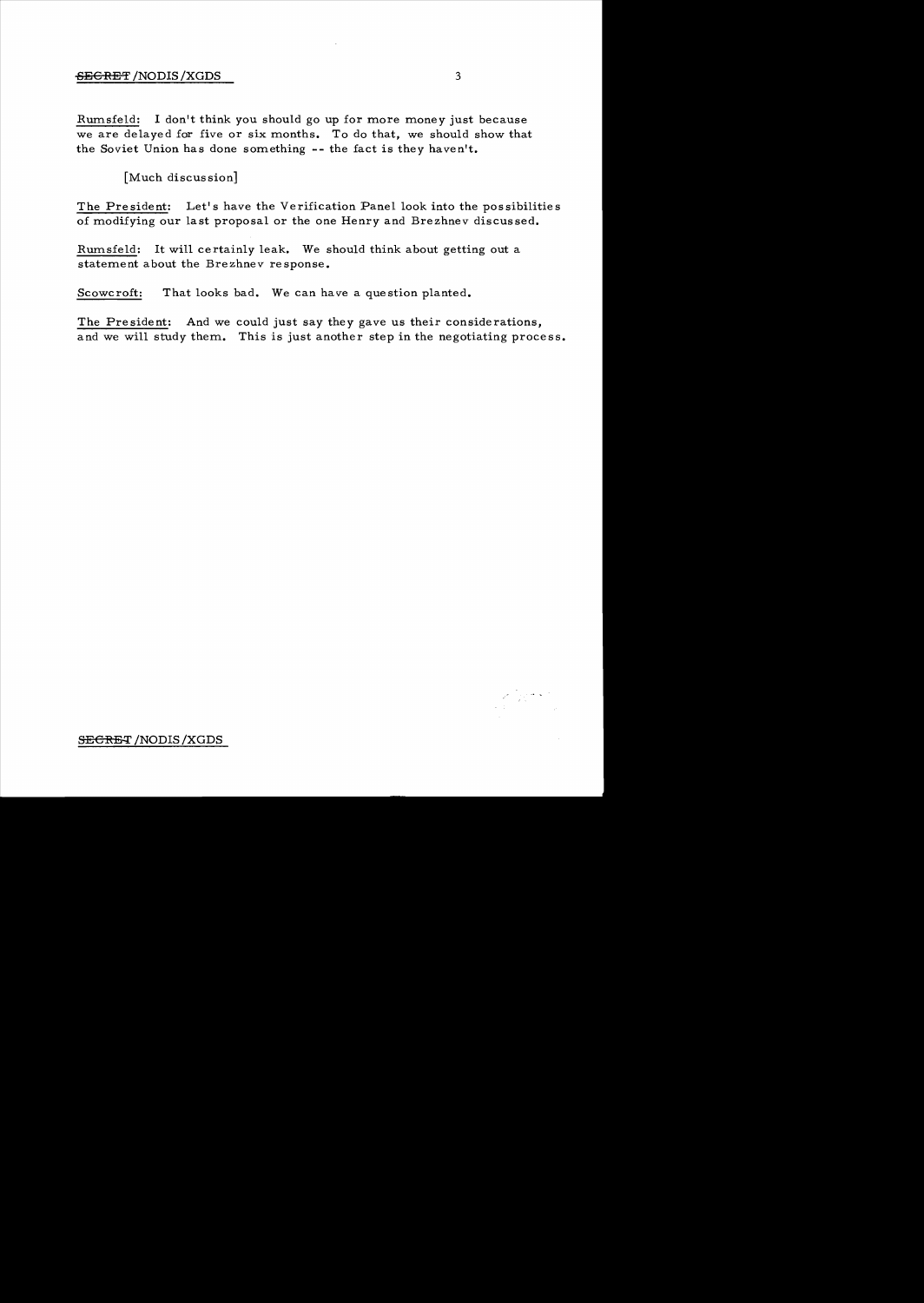Rumsfeld: I don't think you should go up for more money just because we are delayed for five or six months. To do that, we should show that the Soviet Union has done something -- the fact is they haven't.

[Much discussion]

The President: Let's have the Verification Panel look into the possibilities of modifying our last proposal or the one Henry and Brezhnev discussed.

Rumsfeld: It will certainly leak. We should think about getting out a statement about the Brezhnev response.

Scowcroft: That looks bad. We can have a question planted.

The President: And we could just say they gave us their considerations, and we will study them. This is just another step in the negotiating process.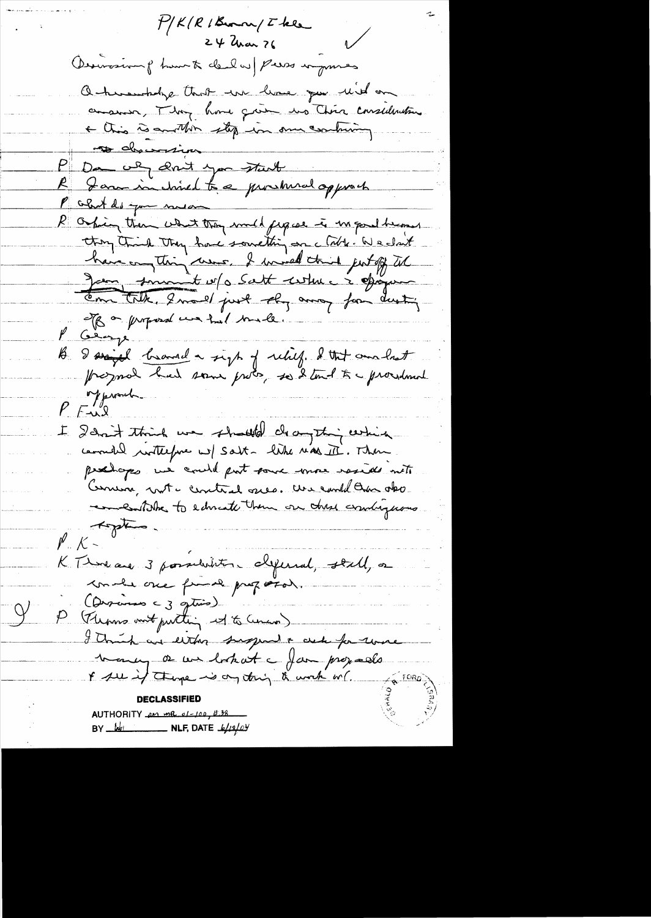P/K/R/Brown/Ikle
24 Mar 76

Discussion of how to deal w/ Press inquiries

Acknowledge that we have your ideas on cruise. They have given us their consideration & this is another step in our continuing discussion.

P Do why don't you start

R I am inclined to a procedural approach

P What do you mean

R Asking them what they would propose is no good because they think they have something on the table. We don't have anything new. I would think put off til Jan. summit w/o Salt with the Gromyko com talk. I would just stay away from dusting off a proposal we had made.

P George

B I signed toward a sigh of relief. I that our last proposal had some pros, so I tend to a procedural approach.

P Fred

I I don't think we should do anything which would interfere w/ Salt – like NSS III. Then perhaps we could put some more resources into Cruise, not the central ones. We could then also undertake to educate them on these ambiguous systems.

P K –

K There are 3 possibilities: deferral, stall, or make one final proposal.

(Discusses the 3 options)

P (Thinks about putting it to Cruise)

I think we either suspend & ask for some money or we look at the Jan proposals & see if there is anything to work w/.

DECLASSIFIED
AUTHORITY per MR 01-100, #38
BY [illegible] NLF, DATE 6/18/04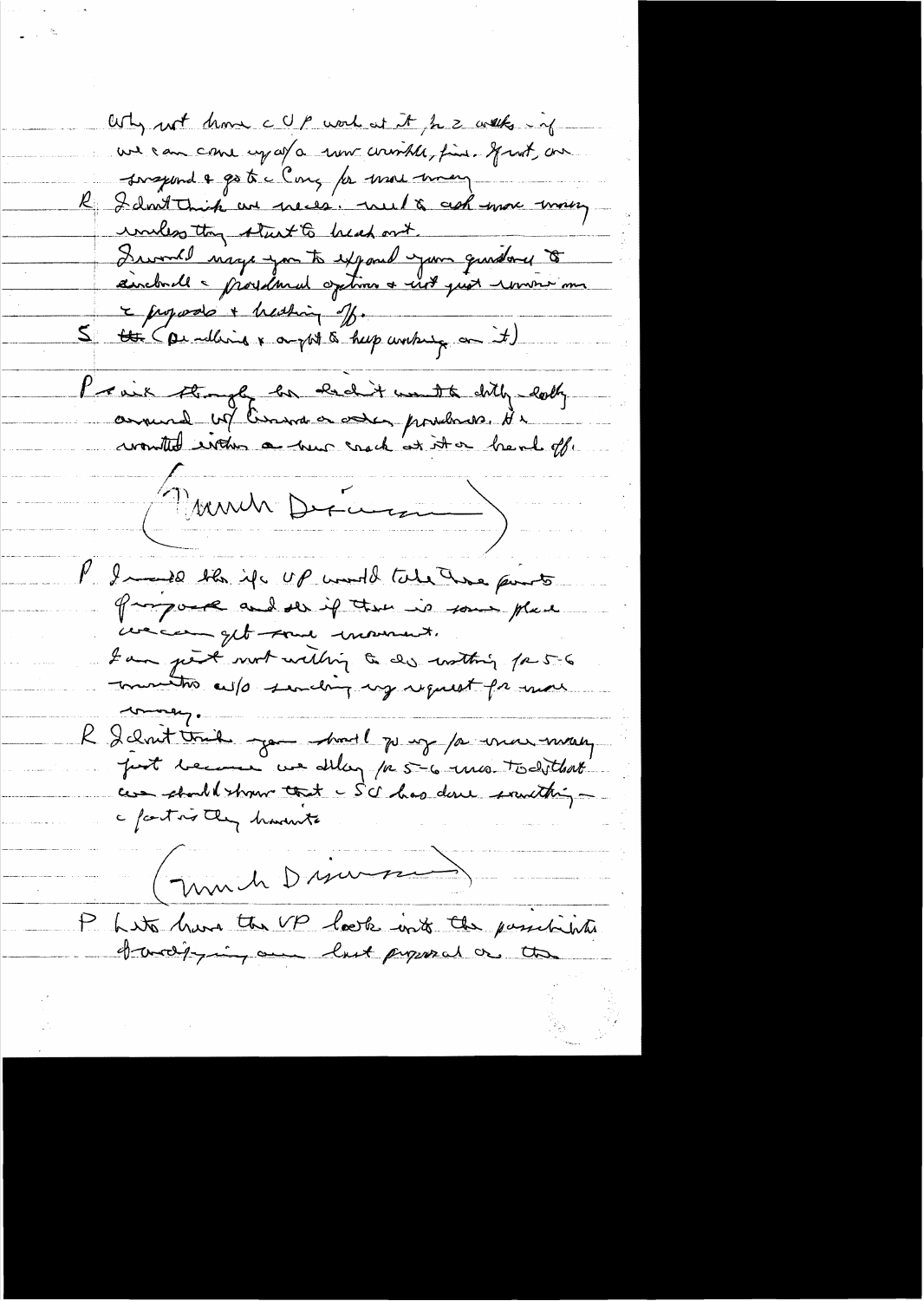Why not have a VP work at it for 2 weeks – if we can come up w/a new wrinkle, fine. If not, we suspend & go to Cong for more money

R I don't think we need to ask more money unless they start to head out.

I would urge you to expand your guidance to include a procedural options & not just comment on 2 proposals & heading off.

S the (pending & ongoing & keep working on it)

P I think strongly he didn't want to dilly-dally around w/ Cong or other proposals. He wanted either a new crack at it or head off.

(Much Discussion)

P I would like if a VP would take these points & propose and see if there is some place we can get some movement.

I am just not willing to do nothing for 5-6 months w/o sending up request for more money.

R I don't think you should go up for more money just because we delay for 5-6 mos. To do that we should show that SU has done something – a fact is they haven't

(Much Discussion)

P Let's have the VP look into the possibility of modifying our last proposal or the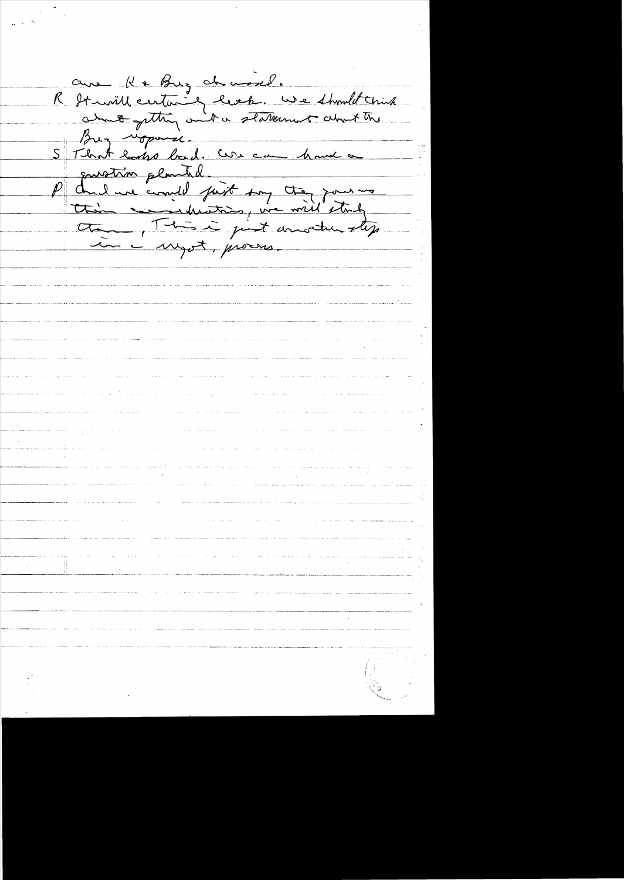are K + Brz discussed.

R It will certainly leak. We should think about getting out a statement about the Brz response.

S That looks bad. We can have a question planted.

P And we could just say they gave us their considerations, we will study them. This is just another step in a negot. process.